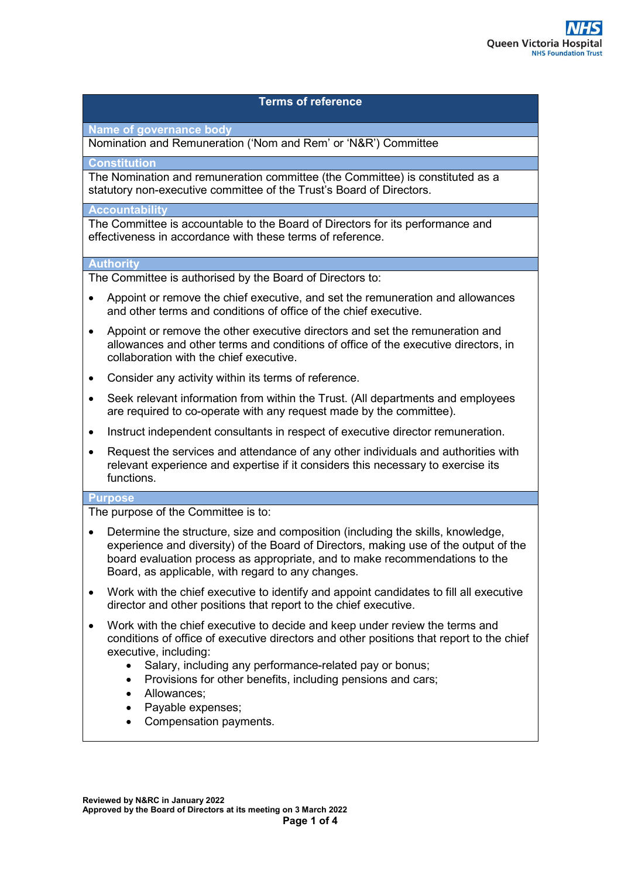# Terms of reference

## Name of governance body

Nomination and Remuneration ('Nom and Rem' or 'N&R') Committee

## Constitution

The Nomination and remuneration committee (the Committee) is constituted as a statutory non-executive committee of the Trust's Board of Directors.

## Accountability

The Committee is accountable to the Board of Directors for its performance and effectiveness in accordance with these terms of reference.

## Authority

The Committee is authorised by the Board of Directors to:

- Appoint or remove the chief executive, and set the remuneration and allowances and other terms and conditions of office of the chief executive.
- Appoint or remove the other executive directors and set the remuneration and allowances and other terms and conditions of office of the executive directors, in collaboration with the chief executive.
- Consider any activity within its terms of reference.
- Seek relevant information from within the Trust. (All departments and employees are required to co-operate with any request made by the committee).
- Instruct independent consultants in respect of executive director remuneration.
- Request the services and attendance of any other individuals and authorities with relevant experience and expertise if it considers this necessary to exercise its functions.

## Purpose

The purpose of the Committee is to:

- Determine the structure, size and composition (including the skills, knowledge, experience and diversity) of the Board of Directors, making use of the output of the board evaluation process as appropriate, and to make recommendations to the Board, as applicable, with regard to any changes.
- Work with the chief executive to identify and appoint candidates to fill all executive director and other positions that report to the chief executive.
- Work with the chief executive to decide and keep under review the terms and conditions of office of executive directors and other positions that report to the chief executive, including:
    - Salary, including any performance-related pay or bonus;
    - Provisions for other benefits, including pensions and cars;
    - Allowances;
    - Payable expenses;
    - Compensation payments.

**Reviewed by N&RC in January 2022**
**Approved by the Board of Directors at its meeting on 3 March 2022**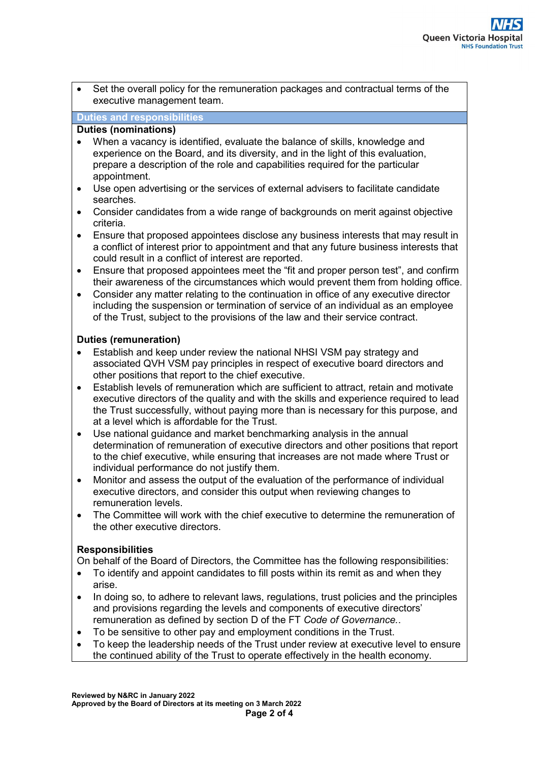- Set the overall policy for the remuneration packages and contractual terms of the executive management team.

## Duties and responsibilities

**Duties (nominations)**

- When a vacancy is identified, evaluate the balance of skills, knowledge and experience on the Board, and its diversity, and in the light of this evaluation, prepare a description of the role and capabilities required for the particular appointment.
- Use open advertising or the services of external advisers to facilitate candidate searches.
- Consider candidates from a wide range of backgrounds on merit against objective criteria.
- Ensure that proposed appointees disclose any business interests that may result in a conflict of interest prior to appointment and that any future business interests that could result in a conflict of interest are reported.
- Ensure that proposed appointees meet the "fit and proper person test", and confirm their awareness of the circumstances which would prevent them from holding office.
- Consider any matter relating to the continuation in office of any executive director including the suspension or termination of service of an individual as an employee of the Trust, subject to the provisions of the law and their service contract.

**Duties (remuneration)**

- Establish and keep under review the national NHSI VSM pay strategy and associated QVH VSM pay principles in respect of executive board directors and other positions that report to the chief executive.
- Establish levels of remuneration which are sufficient to attract, retain and motivate executive directors of the quality and with the skills and experience required to lead the Trust successfully, without paying more than is necessary for this purpose, and at a level which is affordable for the Trust.
- Use national guidance and market benchmarking analysis in the annual determination of remuneration of executive directors and other positions that report to the chief executive, while ensuring that increases are not made where Trust or individual performance do not justify them.
- Monitor and assess the output of the evaluation of the performance of individual executive directors, and consider this output when reviewing changes to remuneration levels.
- The Committee will work with the chief executive to determine the remuneration of the other executive directors.

**Responsibilities**

On behalf of the Board of Directors, the Committee has the following responsibilities:

- To identify and appoint candidates to fill posts within its remit as and when they arise.
- In doing so, to adhere to relevant laws, regulations, trust policies and the principles and provisions regarding the levels and components of executive directors' remuneration as defined by section D of the FT *Code of Governance*..
- To be sensitive to other pay and employment conditions in the Trust.
- To keep the leadership needs of the Trust under review at executive level to ensure the continued ability of the Trust to operate effectively in the health economy.

**Reviewed by N&RC in January 2022**
**Approved by the Board of Directors at its meeting on 3 March 2022**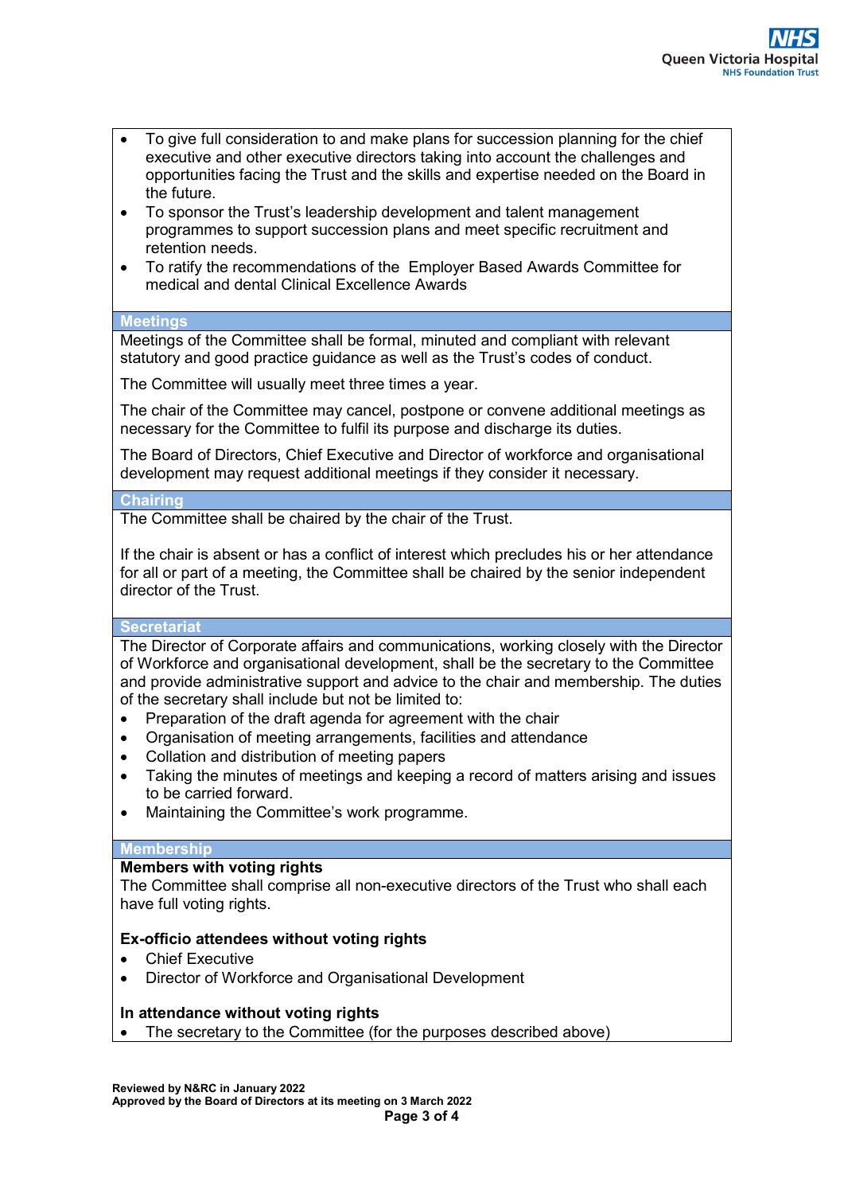- To give full consideration to and make plans for succession planning for the chief executive and other executive directors taking into account the challenges and opportunities facing the Trust and the skills and expertise needed on the Board in the future.
- To sponsor the Trust's leadership development and talent management programmes to support succession plans and meet specific recruitment and retention needs.
- To ratify the recommendations of the Employer Based Awards Committee for medical and dental Clinical Excellence Awards

## Meetings

Meetings of the Committee shall be formal, minuted and compliant with relevant statutory and good practice guidance as well as the Trust's codes of conduct.

The Committee will usually meet three times a year.

The chair of the Committee may cancel, postpone or convene additional meetings as necessary for the Committee to fulfil its purpose and discharge its duties.

The Board of Directors, Chief Executive and Director of workforce and organisational development may request additional meetings if they consider it necessary.

## Chairing

The Committee shall be chaired by the chair of the Trust.

If the chair is absent or has a conflict of interest which precludes his or her attendance for all or part of a meeting, the Committee shall be chaired by the senior independent director of the Trust.

## Secretariat

The Director of Corporate affairs and communications, working closely with the Director of Workforce and organisational development, shall be the secretary to the Committee and provide administrative support and advice to the chair and membership. The duties of the secretary shall include but not be limited to:

- Preparation of the draft agenda for agreement with the chair
- Organisation of meeting arrangements, facilities and attendance
- Collation and distribution of meeting papers
- Taking the minutes of meetings and keeping a record of matters arising and issues to be carried forward.
- Maintaining the Committee's work programme.

## Membership

**Members with voting rights**

The Committee shall comprise all non-executive directors of the Trust who shall each have full voting rights.

**Ex-officio attendees without voting rights**

- Chief Executive
- Director of Workforce and Organisational Development

**In attendance without voting rights**

- The secretary to the Committee (for the purposes described above)

**Reviewed by N&RC in January 2022**
**Approved by the Board of Directors at its meeting on 3 March 2022**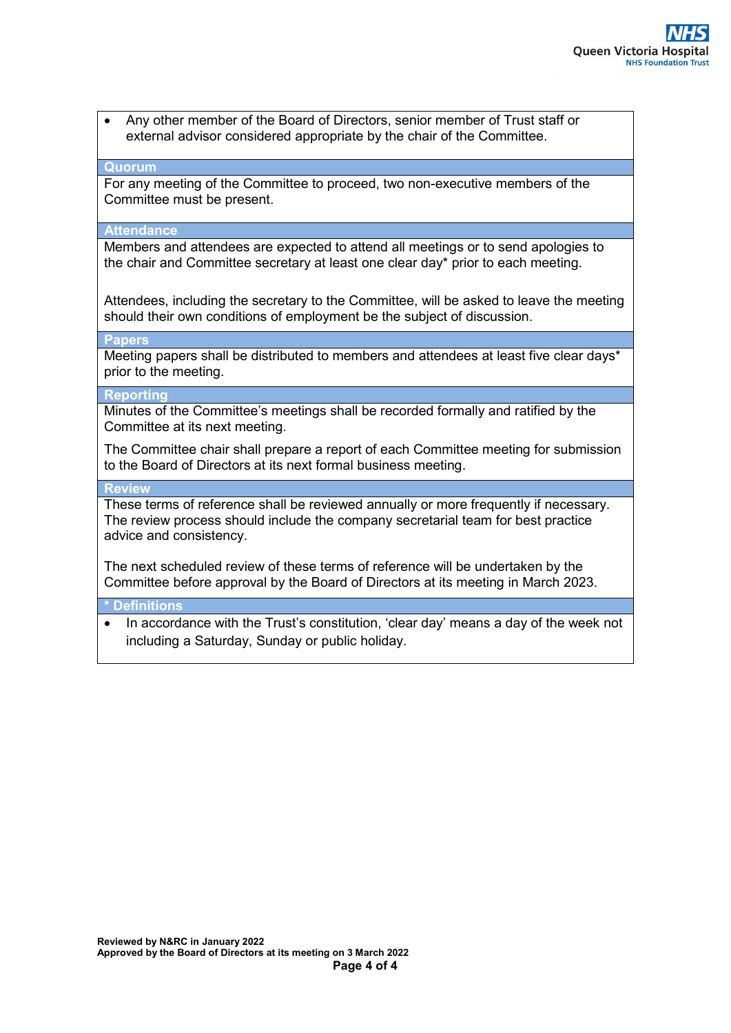- Any other member of the Board of Directors, senior member of Trust staff or external advisor considered appropriate by the chair of the Committee.

## Quorum

For any meeting of the Committee to proceed, two non-executive members of the Committee must be present.

## Attendance

Members and attendees are expected to attend all meetings or to send apologies to the chair and Committee secretary at least one clear day* prior to each meeting.

Attendees, including the secretary to the Committee, will be asked to leave the meeting should their own conditions of employment be the subject of discussion.

## Papers

Meeting papers shall be distributed to members and attendees at least five clear days* prior to the meeting.

## Reporting

Minutes of the Committee's meetings shall be recorded formally and ratified by the Committee at its next meeting.

The Committee chair shall prepare a report of each Committee meeting for submission to the Board of Directors at its next formal business meeting.

## Review

These terms of reference shall be reviewed annually or more frequently if necessary. The review process should include the company secretarial team for best practice advice and consistency.

The next scheduled review of these terms of reference will be undertaken by the Committee before approval by the Board of Directors at its meeting in March 2023.

## * Definitions

- In accordance with the Trust's constitution, 'clear day' means a day of the week not including a Saturday, Sunday or public holiday.

**Reviewed by N&RC in January 2022**
**Approved by the Board of Directors at its meeting on 3 March 2022**